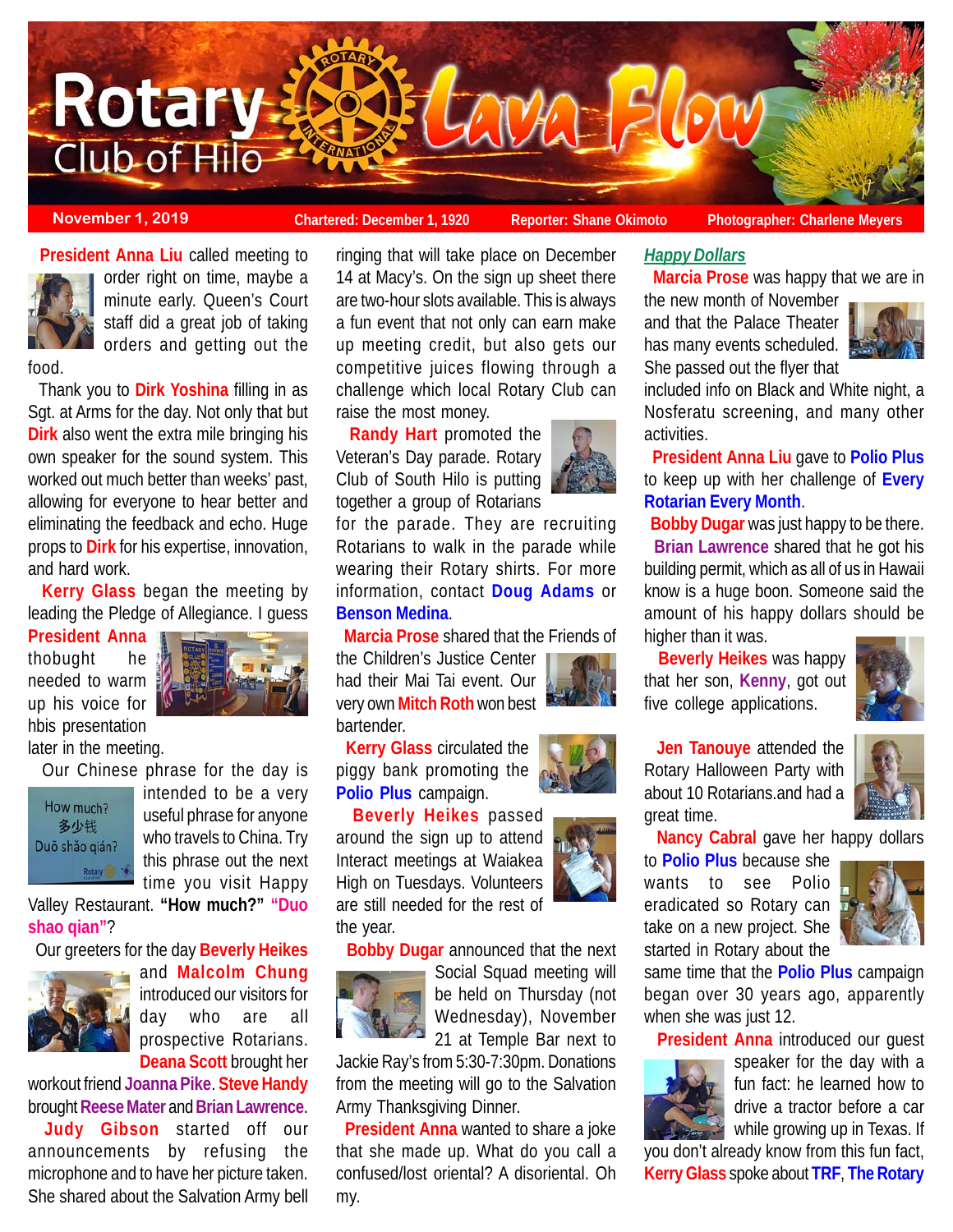# Rotary Club of Hilo Lava Flow

**November 1, 2019** | **Chartered: December 1, 1920** | **Reporter: Shane Okimoto** | **Photographer: Charlene Meyers**

**President Anna Liu** called meeting to order right on time, maybe a minute early. Queen's Court staff did a great job of taking orders and getting out the food.

Thank you to **Dirk Yoshina** filling in as Sgt. at Arms for the day. Not only that but **Dirk** also went the extra mile bringing his own speaker for the sound system. This worked out much better than weeks' past, allowing for everyone to hear better and eliminating the feedback and echo. Huge props to **Dirk** for his expertise, innovation, and hard work.

**Kerry Glass** began the meeting by leading the Pledge of Allegiance. I guess **President Anna** thobught he needed to warm up his voice for hbis presentation later in the meeting.

Our Chinese phrase for the day is intended to be a very useful phrase for anyone who travels to China. Try this phrase out the next time you visit Happy Valley Restaurant. **"How much?" "Duo shao qian"**?

How much?
多少钱
Duō shǎo qián?

Our greeters for the day **Beverly Heikes** and **Malcolm Chung** introduced our visitors for day who are all prospective Rotarians. **Deana Scott** brought her workout friend **Joanna Pike**. **Steve Handy** brought **Reese Mater** and **Brian Lawrence**.

**Judy Gibson** started off our announcements by refusing the microphone and to have her picture taken. She shared about the Salvation Army bell ringing that will take place on December 14 at Macy's. On the sign up sheet there are two-hour slots available. This is always a fun event that not only can earn make up meeting credit, but also gets our competitive juices flowing through a challenge which local Rotary Club can raise the most money.

**Randy Hart** promoted the Veteran's Day parade. Rotary Club of South Hilo is putting together a group of Rotarians for the parade. They are recruiting Rotarians to walk in the parade while wearing their Rotary shirts. For more information, contact **Doug Adams** or **Benson Medina**.

**Marcia Prose** shared that the Friends of the Children's Justice Center had their Mai Tai event. Our very own **Mitch Roth** won best bartender.

**Kerry Glass** circulated the piggy bank promoting the **Polio Plus** campaign.

**Beverly Heikes** passed around the sign up to attend Interact meetings at Waiakea High on Tuesdays. Volunteers are still needed for the rest of the year.

**Bobby Dugar** announced that the next Social Squad meeting will be held on Thursday (not Wednesday), November 21 at Temple Bar next to Jackie Ray's from 5:30-7:30pm. Donations from the meeting will go to the Salvation Army Thanksgiving Dinner.

**President Anna** wanted to share a joke that she made up. What do you call a confused/lost oriental? A disoriental. Oh my.

## *Happy Dollars*

**Marcia Prose** was happy that we are in the new month of November and that the Palace Theater has many events scheduled. She passed out the flyer that included info on Black and White night, a Nosferatu screening, and many other activities.

**President Anna Liu** gave to **Polio Plus** to keep up with her challenge of **Every Rotarian Every Month**.

**Bobby Dugar** was just happy to be there.

**Brian Lawrence** shared that he got his building permit, which as all of us in Hawaii know is a huge boon. Someone said the amount of his happy dollars should be higher than it was.

**Beverly Heikes** was happy that her son, **Kenny**, got out five college applications.

**Jen Tanouye** attended the Rotary Halloween Party with about 10 Rotarians.and had a great time.

**Nancy Cabral** gave her happy dollars to **Polio Plus** because she wants to see Polio eradicated so Rotary can take on a new project. She started in Rotary about the same time that the **Polio Plus** campaign began over 30 years ago, apparently when she was just 12.

**President Anna** introduced our guest speaker for the day with a fun fact: he learned how to drive a tractor before a car while growing up in Texas. If you don't already know from this fun fact, **Kerry Glass** spoke about **TRF**, **The Rotary**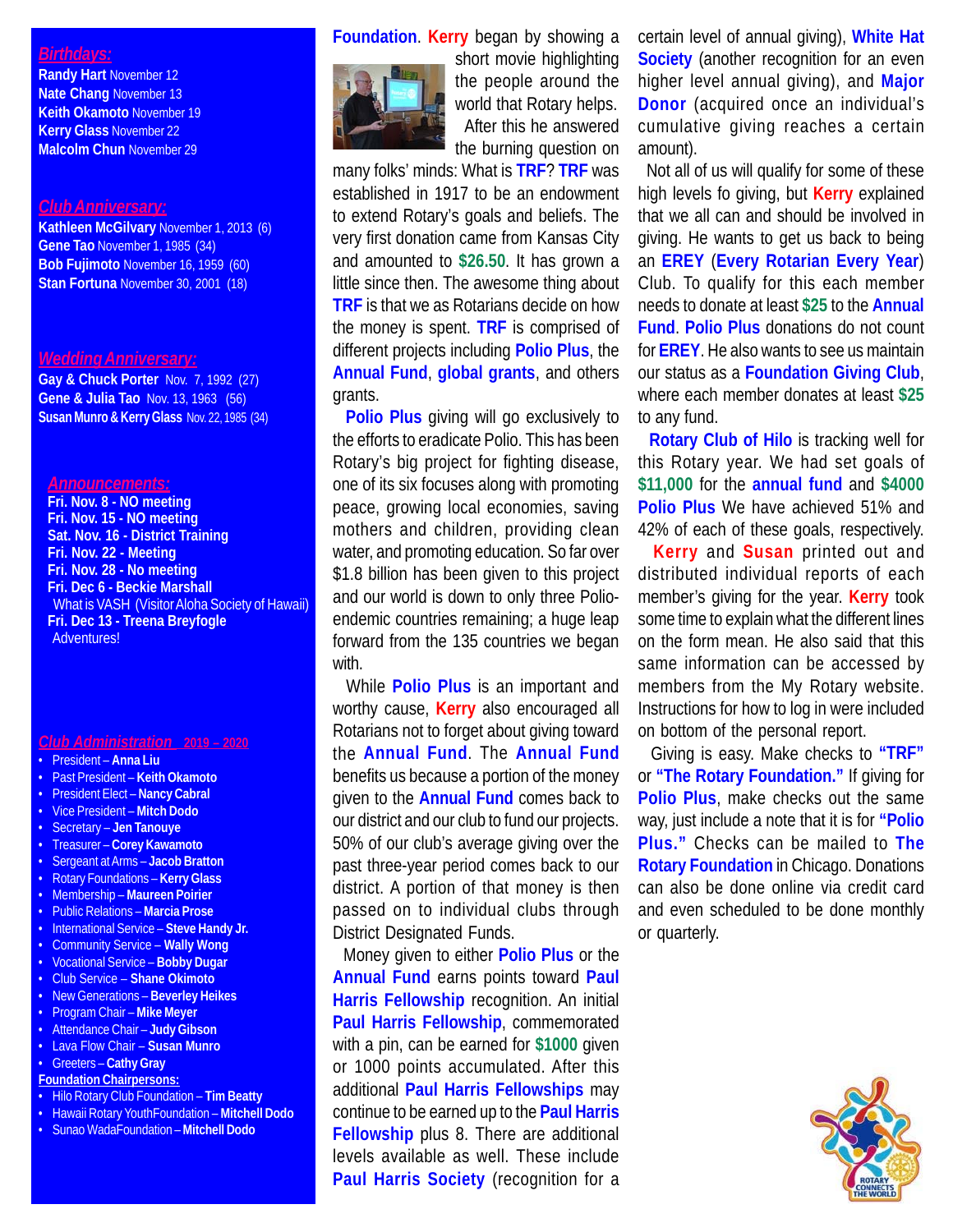## *Birthdays:*

**Randy Hart** November 12
**Nate Chang** November 13
**Keith Okamoto** November 19
**Kerry Glass** November 22
**Malcolm Chun** November 29

## *Club Anniversary:*

**Kathleen McGilvary** November 1, 2013 (6)
**Gene Tao** November 1, 1985 (34)
**Bob Fujimoto** November 16, 1959 (60)
**Stan Fortuna** November 30, 2001 (18)

## *Wedding Anniversary:*

**Gay & Chuck Porter** Nov. 7, 1992 (27)
**Gene & Julia Tao** Nov. 13, 1963 (56)
**Susan Munro & Kerry Glass** Nov. 22, 1985 (34)

## *Announcements:*

**Fri. Nov. 8 - NO meeting**
**Fri. Nov. 15 - NO meeting**
**Sat. Nov. 16 - District Training**
**Fri. Nov. 22 - Meeting**
**Fri. Nov. 28 - No meeting**
**Fri. Dec 6 - Beckie Marshall**
What is VASH (Visitor Aloha Society of Hawaii)
**Fri. Dec 13 - Treena Breyfogle**
Adventures!

## *Club Administration* 2019 – 2020

- President – **Anna Liu**
- Past President – **Keith Okamoto**
- President Elect – **Nancy Cabral**
- Vice President – **Mitch Dodo**
- Secretary – **Jen Tanouye**
- Treasurer – **Corey Kawamoto**
- Sergeant at Arms – **Jacob Bratton**
- Rotary Foundations – **Kerry Glass**
- Membership – **Maureen Poirier**
- Public Relations – **Marcia Prose**
- International Service – **Steve Handy Jr.**
- Community Service – **Wally Wong**
- Vocational Service – **Bobby Dugar**
- Club Service – **Shane Okimoto**
- New Generations – **Beverley Heikes**
- Program Chair – **Mike Meyer**
- Attendance Chair – **Judy Gibson**
- Lava Flow Chair – **Susan Munro**
- Greeters – **Cathy Gray**

**Foundation Chairpersons:**

- Hilo Rotary Club Foundation – **Tim Beatty**
- Hawaii Rotary YouthFoundation – **Mitchell Dodo**
- Sunao WadaFoundation – **Mitchell Dodo**

**Foundation**. **Kerry** began by showing a short movie highlighting the people around the world that Rotary helps.

After this he answered the burning question on many folks' minds: What is **TRF**? **TRF** was established in 1917 to be an endowment to extend Rotary's goals and beliefs. The very first donation came from Kansas City and amounted to **$26.50**. It has grown a little since then. The awesome thing about **TRF** is that we as Rotarians decide on how the money is spent. **TRF** is comprised of different projects including **Polio Plus**, the **Annual Fund**, **global grants**, and others grants.

**Polio Plus** giving will go exclusively to the efforts to eradicate Polio. This has been Rotary's big project for fighting disease, one of its six focuses along with promoting peace, growing local economies, saving mothers and children, providing clean water, and promoting education. So far over $1.8 billion has been given to this project and our world is down to only three Polio-endemic countries remaining; a huge leap forward from the 135 countries we began with.

While **Polio Plus** is an important and worthy cause, **Kerry** also encouraged all Rotarians not to forget about giving toward the **Annual Fund**. The **Annual Fund** benefits us because a portion of the money given to the **Annual Fund** comes back to our district and our club to fund our projects. 50% of our club's average giving over the past three-year period comes back to our district. A portion of that money is then passed on to individual clubs through District Designated Funds.

Money given to either **Polio Plus** or the **Annual Fund** earns points toward **Paul Harris Fellowship** recognition. An initial **Paul Harris Fellowship**, commemorated with a pin, can be earned for **$1000** given or 1000 points accumulated. After this additional **Paul Harris Fellowships** may continue to be earned up to the **Paul Harris Fellowship** plus 8. There are additional levels available as well. These include **Paul Harris Society** (recognition for a certain level of annual giving), **White Hat Society** (another recognition for an even higher level annual giving), and **Major Donor** (acquired once an individual's cumulative giving reaches a certain amount).

Not all of us will qualify for some of these high levels fo giving, but **Kerry** explained that we all can and should be involved in giving. He wants to get us back to being an **EREY** (**Every Rotarian Every Year**) Club. To qualify for this each member needs to donate at least **$25** to the **Annual Fund**. **Polio Plus** donations do not count for **EREY**. He also wants to see us maintain our status as a **Foundation Giving Club**, where each member donates at least **$25** to any fund.

**Rotary Club of Hilo** is tracking well for this Rotary year. We had set goals of **$11,000** for the **annual fund** and **$4000 Polio Plus** We have achieved 51% and 42% of each of these goals, respectively.

**Kerry** and **Susan** printed out and distributed individual reports of each member's giving for the year. **Kerry** took some time to explain what the different lines on the form mean. He also said that this same information can be accessed by members from the My Rotary website. Instructions for how to log in were included on bottom of the personal report.

Giving is easy. Make checks to **"TRF"** or **"The Rotary Foundation."** If giving for **Polio Plus**, make checks out the same way, just include a note that it is for **"Polio Plus."** Checks can be mailed to **The Rotary Foundation** in Chicago. Donations can also be done online via credit card and even scheduled to be done monthly or quarterly.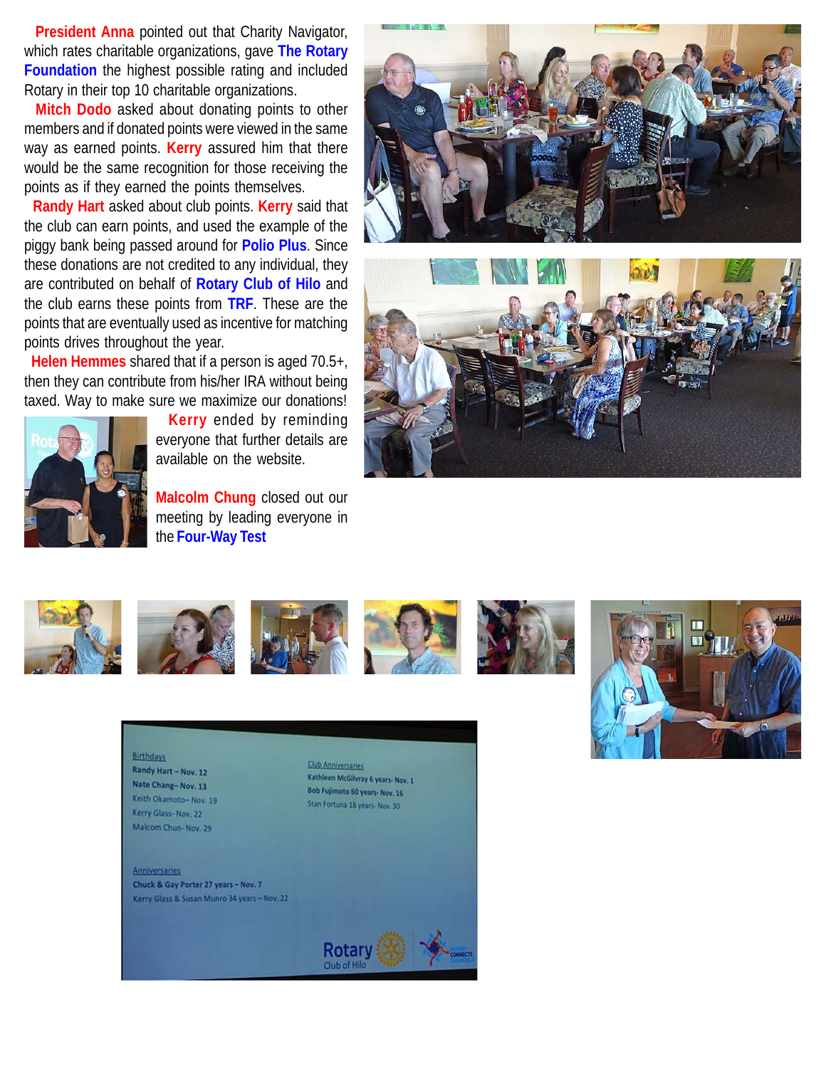**President Anna** pointed out that Charity Navigator, which rates charitable organizations, gave **The Rotary Foundation** the highest possible rating and included Rotary in their top 10 charitable organizations.

**Mitch Dodo** asked about donating points to other members and if donated points were viewed in the same way as earned points. **Kerry** assured him that there would be the same recognition for those receiving the points as if they earned the points themselves.

**Randy Hart** asked about club points. **Kerry** said that the club can earn points, and used the example of the piggy bank being passed around for **Polio Plus**. Since these donations are not credited to any individual, they are contributed on behalf of **Rotary Club of Hilo** and the club earns these points from **TRF**. These are the points that are eventually used as incentive for matching points drives throughout the year.

**Helen Hemmes** shared that if a person is aged 70.5+, then they can contribute from his/her IRA without being taxed. Way to make sure we maximize our donations!

**Kerry** ended by reminding everyone that further details are available on the website.

**Malcolm Chung** closed out our meeting by leading everyone in the **Four-Way Test**

Birthdays
Randy Hart – Nov. 12
Nate Chang– Nov. 13
Keith Okamoto– Nov. 19
Kerry Glass- Nov. 22
Malcom Chun- Nov. 29

Club Anniversaries
Kathleen McGilvray 6 years- Nov. 1
Bob Fujimoto 60 years- Nov. 16
Stan Fortuna 18 years- Nov. 30

Anniversaries
Chuck & Gay Porter 27 years – Nov. 7
Kerry Glass & Susan Munro 34 years – Nov. 22

Rotary Club of Hilo